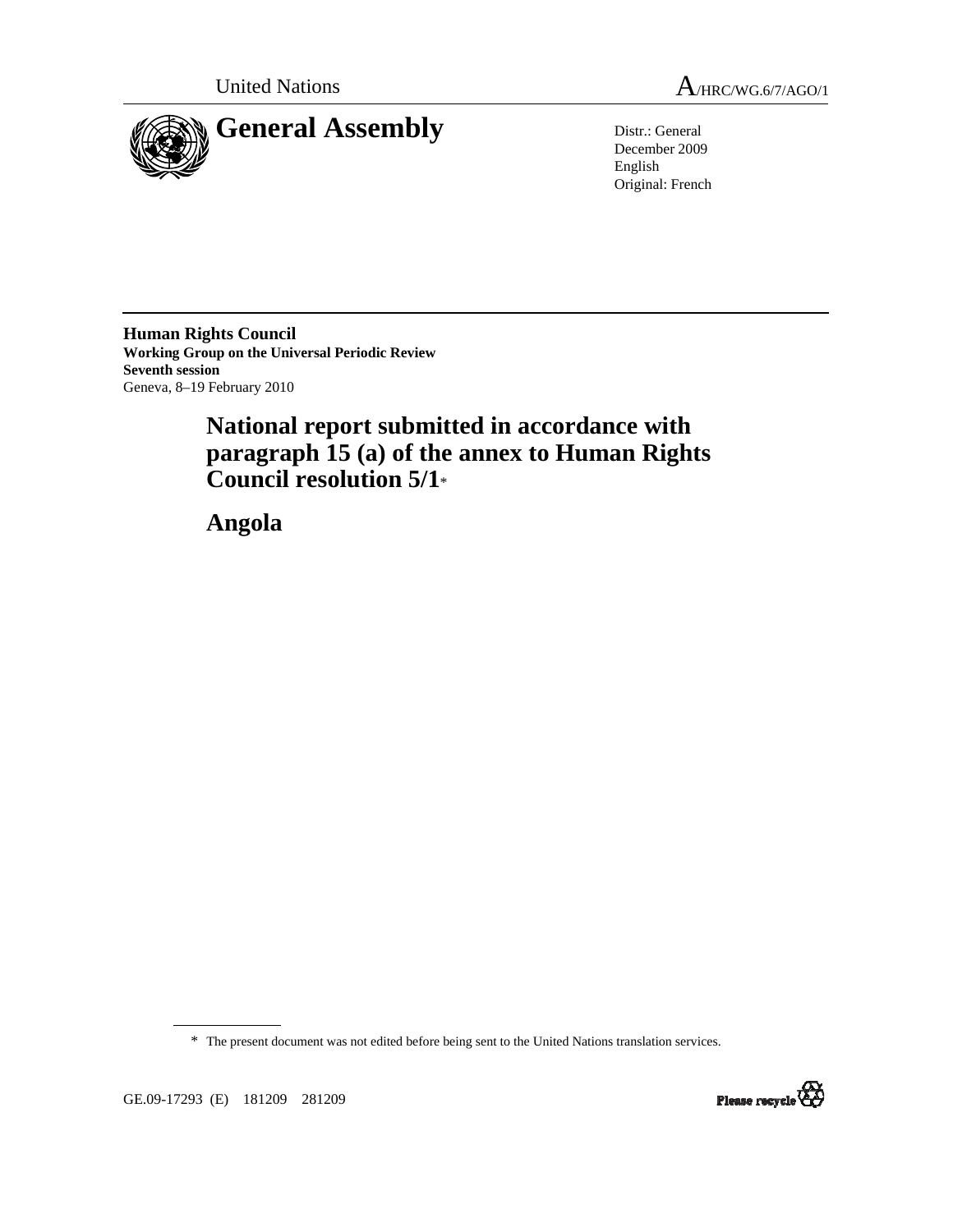United Nations

A/HRC/WG.6/7/AGO/1

# General Assembly

Distr.: General
December 2009
English
Original: French

**Human Rights Council**
**Working Group on the Universal Periodic Review**
**Seventh session**
Geneva, 8–19 February 2010

## National report submitted in accordance with paragraph 15 (a) of the annex to Human Rights Council resolution 5/1*

## Angola

---

\* The present document was not edited before being sent to the United Nations translation services.

GE.09-17293 (E) 181209 281209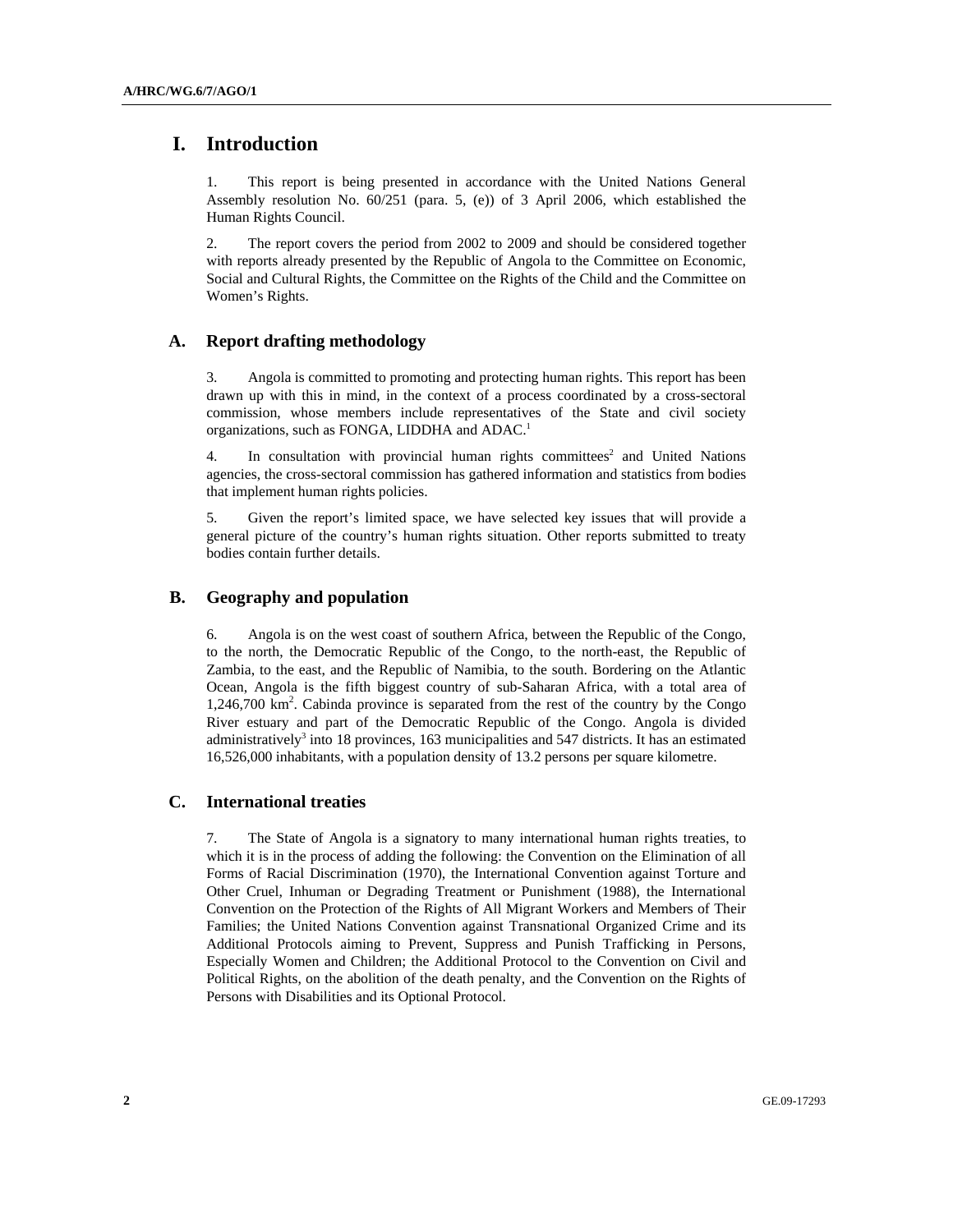# I. Introduction

1. This report is being presented in accordance with the United Nations General Assembly resolution No. 60/251 (para. 5, (e)) of 3 April 2006, which established the Human Rights Council.

2. The report covers the period from 2002 to 2009 and should be considered together with reports already presented by the Republic of Angola to the Committee on Economic, Social and Cultural Rights, the Committee on the Rights of the Child and the Committee on Women's Rights.

## A. Report drafting methodology

3. Angola is committed to promoting and protecting human rights. This report has been drawn up with this in mind, in the context of a process coordinated by a cross-sectoral commission, whose members include representatives of the State and civil society organizations, such as FONGA, LIDDHA and ADAC.[1]

4. In consultation with provincial human rights committees[2] and United Nations agencies, the cross-sectoral commission has gathered information and statistics from bodies that implement human rights policies.

5. Given the report's limited space, we have selected key issues that will provide a general picture of the country's human rights situation. Other reports submitted to treaty bodies contain further details.

## B. Geography and population

6. Angola is on the west coast of southern Africa, between the Republic of the Congo, to the north, the Democratic Republic of the Congo, to the north-east, the Republic of Zambia, to the east, and the Republic of Namibia, to the south. Bordering on the Atlantic Ocean, Angola is the fifth biggest country of sub-Saharan Africa, with a total area of 1,246,700 km$^2$. Cabinda province is separated from the rest of the country by the Congo River estuary and part of the Democratic Republic of the Congo. Angola is divided administratively[3] into 18 provinces, 163 municipalities and 547 districts. It has an estimated 16,526,000 inhabitants, with a population density of 13.2 persons per square kilometre.

## C. International treaties

7. The State of Angola is a signatory to many international human rights treaties, to which it is in the process of adding the following: the Convention on the Elimination of all Forms of Racial Discrimination (1970), the International Convention against Torture and Other Cruel, Inhuman or Degrading Treatment or Punishment (1988), the International Convention on the Protection of the Rights of All Migrant Workers and Members of Their Families; the United Nations Convention against Transnational Organized Crime and its Additional Protocols aiming to Prevent, Suppress and Punish Trafficking in Persons, Especially Women and Children; the Additional Protocol to the Convention on Civil and Political Rights, on the abolition of the death penalty, and the Convention on the Rights of Persons with Disabilities and its Optional Protocol.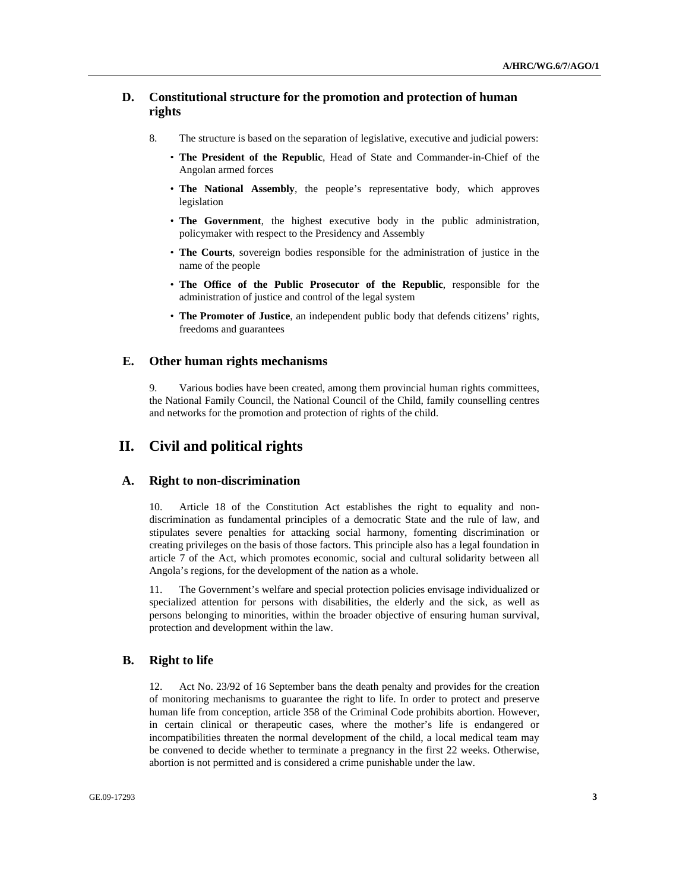### D. Constitutional structure for the promotion and protection of human rights

8. The structure is based on the separation of legislative, executive and judicial powers:

- **The President of the Republic**, Head of State and Commander-in-Chief of the Angolan armed forces
- **The National Assembly**, the people's representative body, which approves legislation
- **The Government**, the highest executive body in the public administration, policymaker with respect to the Presidency and Assembly
- **The Courts**, sovereign bodies responsible for the administration of justice in the name of the people
- **The Office of the Public Prosecutor of the Republic**, responsible for the administration of justice and control of the legal system
- **The Promoter of Justice**, an independent public body that defends citizens' rights, freedoms and guarantees

### E. Other human rights mechanisms

9. Various bodies have been created, among them provincial human rights committees, the National Family Council, the National Council of the Child, family counselling centres and networks for the promotion and protection of rights of the child.

## II. Civil and political rights

### A. Right to non-discrimination

10. Article 18 of the Constitution Act establishes the right to equality and non-discrimination as fundamental principles of a democratic State and the rule of law, and stipulates severe penalties for attacking social harmony, fomenting discrimination or creating privileges on the basis of those factors. This principle also has a legal foundation in article 7 of the Act, which promotes economic, social and cultural solidarity between all Angola's regions, for the development of the nation as a whole.

11. The Government's welfare and special protection policies envisage individualized or specialized attention for persons with disabilities, the elderly and the sick, as well as persons belonging to minorities, within the broader objective of ensuring human survival, protection and development within the law.

### B. Right to life

12. Act No. 23/92 of 16 September bans the death penalty and provides for the creation of monitoring mechanisms to guarantee the right to life. In order to protect and preserve human life from conception, article 358 of the Criminal Code prohibits abortion. However, in certain clinical or therapeutic cases, where the mother's life is endangered or incompatibilities threaten the normal development of the child, a local medical team may be convened to decide whether to terminate a pregnancy in the first 22 weeks. Otherwise, abortion is not permitted and is considered a crime punishable under the law.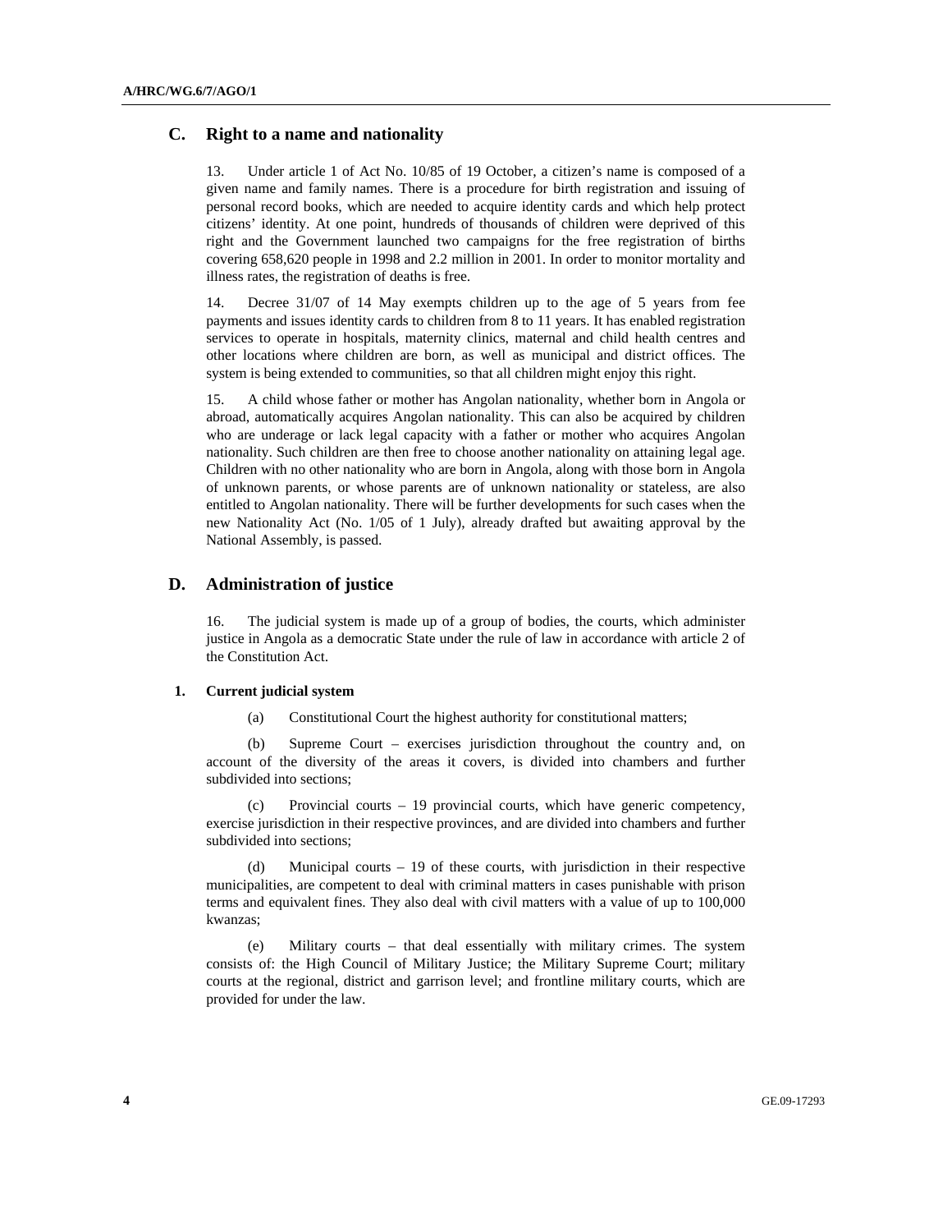## C. Right to a name and nationality

13. Under article 1 of Act No. 10/85 of 19 October, a citizen's name is composed of a given name and family names. There is a procedure for birth registration and issuing of personal record books, which are needed to acquire identity cards and which help protect citizens' identity. At one point, hundreds of thousands of children were deprived of this right and the Government launched two campaigns for the free registration of births covering 658,620 people in 1998 and 2.2 million in 2001. In order to monitor mortality and illness rates, the registration of deaths is free.

14. Decree 31/07 of 14 May exempts children up to the age of 5 years from fee payments and issues identity cards to children from 8 to 11 years. It has enabled registration services to operate in hospitals, maternity clinics, maternal and child health centres and other locations where children are born, as well as municipal and district offices. The system is being extended to communities, so that all children might enjoy this right.

15. A child whose father or mother has Angolan nationality, whether born in Angola or abroad, automatically acquires Angolan nationality. This can also be acquired by children who are underage or lack legal capacity with a father or mother who acquires Angolan nationality. Such children are then free to choose another nationality on attaining legal age. Children with no other nationality who are born in Angola, along with those born in Angola of unknown parents, or whose parents are of unknown nationality or stateless, are also entitled to Angolan nationality. There will be further developments for such cases when the new Nationality Act (No. 1/05 of 1 July), already drafted but awaiting approval by the National Assembly, is passed.

## D. Administration of justice

16. The judicial system is made up of a group of bodies, the courts, which administer justice in Angola as a democratic State under the rule of law in accordance with article 2 of the Constitution Act.

### 1. Current judicial system

(a) Constitutional Court the highest authority for constitutional matters;

(b) Supreme Court – exercises jurisdiction throughout the country and, on account of the diversity of the areas it covers, is divided into chambers and further subdivided into sections;

(c) Provincial courts – 19 provincial courts, which have generic competency, exercise jurisdiction in their respective provinces, and are divided into chambers and further subdivided into sections;

(d) Municipal courts – 19 of these courts, with jurisdiction in their respective municipalities, are competent to deal with criminal matters in cases punishable with prison terms and equivalent fines. They also deal with civil matters with a value of up to 100,000 kwanzas;

(e) Military courts – that deal essentially with military crimes. The system consists of: the High Council of Military Justice; the Military Supreme Court; military courts at the regional, district and garrison level; and frontline military courts, which are provided for under the law.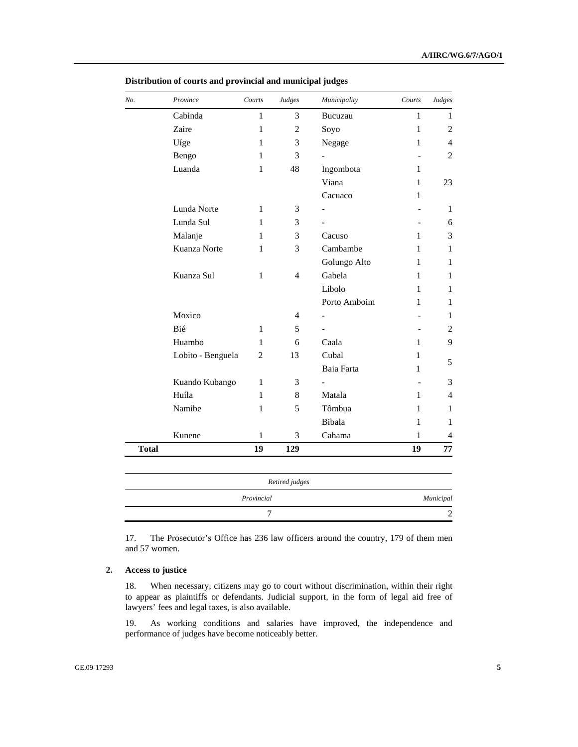**Distribution of courts and provincial and municipal judges**

| *No.* | *Province* | *Courts* | *Judges* | *Municipality* | *Courts* | *Judges* |
|---|---|---|---|---|---|---|
| | Cabinda | 1 | 3 | Bucuzau | 1 | 1 |
| | Zaire | 1 | 2 | Soyo | 1 | 2 |
| | Uíge | 1 | 3 | Negage | 1 | 4 |
| | Bengo | 1 | 3 | - | - | 2 |
| | Luanda | 1 | 48 | Ingombota | 1 | |
| | | | | Viana | 1 | 23 |
| | | | | Cacuaco | 1 | |
| | Lunda Norte | 1 | 3 | - | - | 1 |
| | Lunda Sul | 1 | 3 | - | - | 6 |
| | Malanje | 1 | 3 | Cacuso | 1 | 3 |
| | Kuanza Norte | 1 | 3 | Cambambe | 1 | 1 |
| | | | | Golungo Alto | 1 | 1 |
| | Kuanza Sul | 1 | 4 | Gabela | 1 | 1 |
| | | | | Libolo | 1 | 1 |
| | | | | Porto Amboim | 1 | 1 |
| | Moxico | | 4 | - | - | 1 |
| | Bié | 1 | 5 | - | - | 2 |
| | Huambo | 1 | 6 | Caala | 1 | 9 |
| | Lobito - Benguela | 2 | 13 | Cubal | 1 | 5 |
| | | | | Baia Farta | 1 | |
| | Kuando Kubango | 1 | 3 | - | - | 3 |
| | Huíla | 1 | 8 | Matala | 1 | 4 |
| | Namibe | 1 | 5 | Tômbua | 1 | 1 |
| | | | | Bibala | 1 | 1 |
| | Kunene | 1 | 3 | Cahama | 1 | 4 |
| **Total** | | **19** | **129** | | **19** | **77** |

| *Retired judges* | |
|---|---|
| *Provincial* | *Municipal* |
| 7 | 2 |

17. The Prosecutor's Office has 236 law officers around the country, 179 of them men and 57 women.

## 2. Access to justice

18. When necessary, citizens may go to court without discrimination, within their right to appear as plaintiffs or defendants. Judicial support, in the form of legal aid free of lawyers' fees and legal taxes, is also available.

19. As working conditions and salaries have improved, the independence and performance of judges have become noticeably better.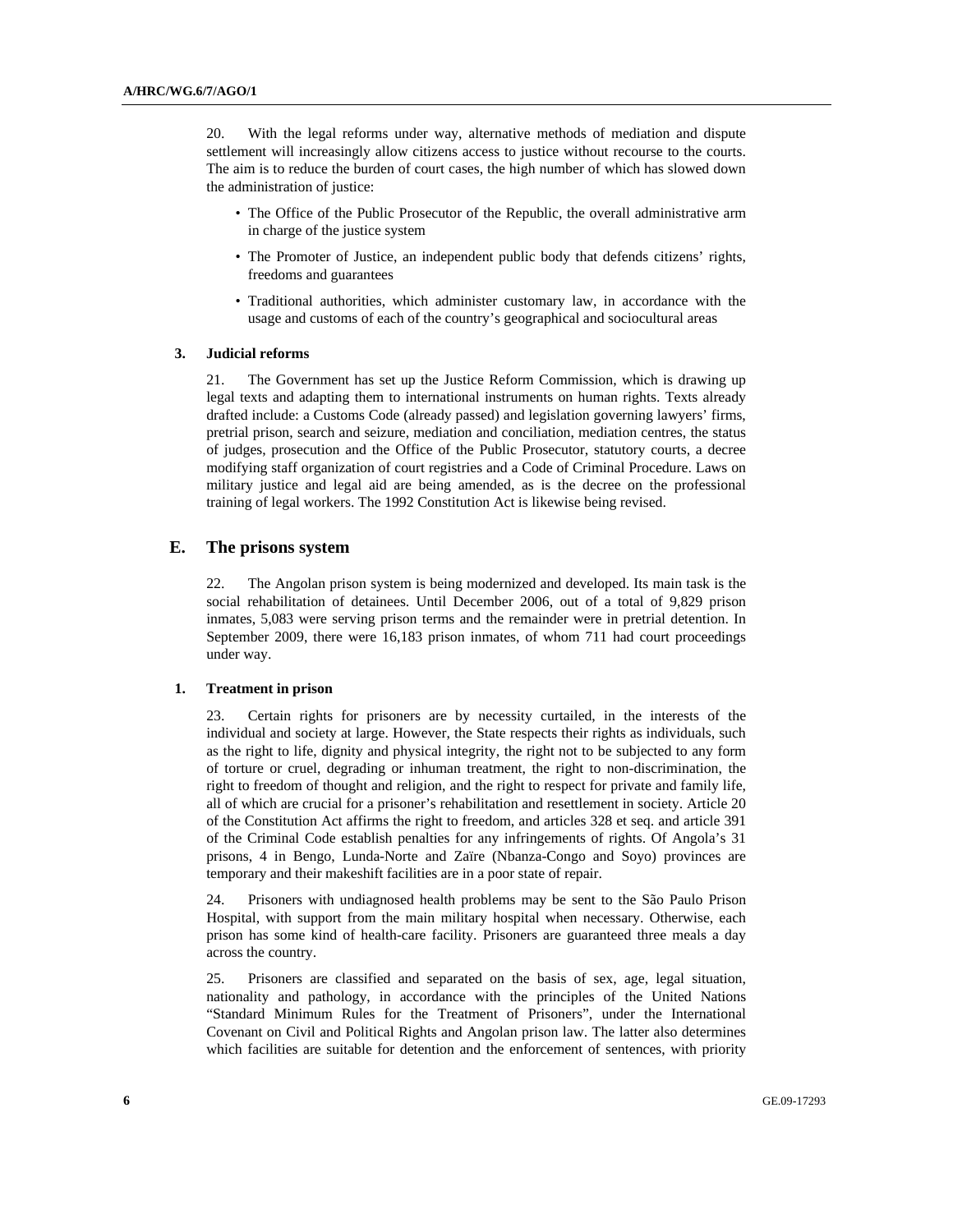20. With the legal reforms under way, alternative methods of mediation and dispute settlement will increasingly allow citizens access to justice without recourse to the courts. The aim is to reduce the burden of court cases, the high number of which has slowed down the administration of justice:

- The Office of the Public Prosecutor of the Republic, the overall administrative arm in charge of the justice system
- The Promoter of Justice, an independent public body that defends citizens' rights, freedoms and guarantees
- Traditional authorities, which administer customary law, in accordance with the usage and customs of each of the country's geographical and sociocultural areas

### 3. Judicial reforms

21. The Government has set up the Justice Reform Commission, which is drawing up legal texts and adapting them to international instruments on human rights. Texts already drafted include: a Customs Code (already passed) and legislation governing lawyers' firms, pretrial prison, search and seizure, mediation and conciliation, mediation centres, the status of judges, prosecution and the Office of the Public Prosecutor, statutory courts, a decree modifying staff organization of court registries and a Code of Criminal Procedure. Laws on military justice and legal aid are being amended, as is the decree on the professional training of legal workers. The 1992 Constitution Act is likewise being revised.

## E. The prisons system

22. The Angolan prison system is being modernized and developed. Its main task is the social rehabilitation of detainees. Until December 2006, out of a total of 9,829 prison inmates, 5,083 were serving prison terms and the remainder were in pretrial detention. In September 2009, there were 16,183 prison inmates, of whom 711 had court proceedings under way.

### 1. Treatment in prison

23. Certain rights for prisoners are by necessity curtailed, in the interests of the individual and society at large. However, the State respects their rights as individuals, such as the right to life, dignity and physical integrity, the right not to be subjected to any form of torture or cruel, degrading or inhuman treatment, the right to non-discrimination, the right to freedom of thought and religion, and the right to respect for private and family life, all of which are crucial for a prisoner's rehabilitation and resettlement in society. Article 20 of the Constitution Act affirms the right to freedom, and articles 328 et seq. and article 391 of the Criminal Code establish penalties for any infringements of rights. Of Angola's 31 prisons, 4 in Bengo, Lunda-Norte and Zaïre (Nbanza-Congo and Soyo) provinces are temporary and their makeshift facilities are in a poor state of repair.

24. Prisoners with undiagnosed health problems may be sent to the São Paulo Prison Hospital, with support from the main military hospital when necessary. Otherwise, each prison has some kind of health-care facility. Prisoners are guaranteed three meals a day across the country.

25. Prisoners are classified and separated on the basis of sex, age, legal situation, nationality and pathology, in accordance with the principles of the United Nations "Standard Minimum Rules for the Treatment of Prisoners", under the International Covenant on Civil and Political Rights and Angolan prison law. The latter also determines which facilities are suitable for detention and the enforcement of sentences, with priority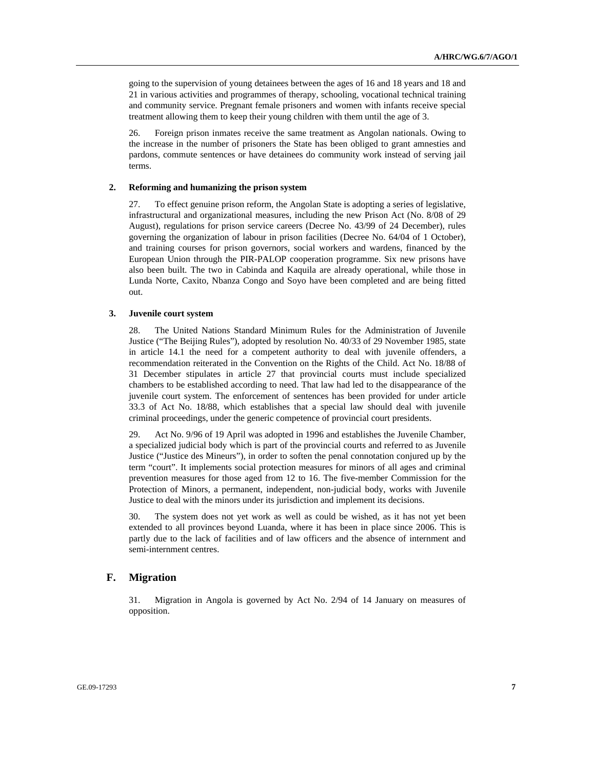going to the supervision of young detainees between the ages of 16 and 18 years and 18 and 21 in various activities and programmes of therapy, schooling, vocational technical training and community service. Pregnant female prisoners and women with infants receive special treatment allowing them to keep their young children with them until the age of 3.

26. Foreign prison inmates receive the same treatment as Angolan nationals. Owing to the increase in the number of prisoners the State has been obliged to grant amnesties and pardons, commute sentences or have detainees do community work instead of serving jail terms.

### 2. Reforming and humanizing the prison system

27. To effect genuine prison reform, the Angolan State is adopting a series of legislative, infrastructural and organizational measures, including the new Prison Act (No. 8/08 of 29 August), regulations for prison service careers (Decree No. 43/99 of 24 December), rules governing the organization of labour in prison facilities (Decree No. 64/04 of 1 October), and training courses for prison governors, social workers and wardens, financed by the European Union through the PIR-PALOP cooperation programme. Six new prisons have also been built. The two in Cabinda and Kaquila are already operational, while those in Lunda Norte, Caxito, Nbanza Congo and Soyo have been completed and are being fitted out.

### 3. Juvenile court system

28. The United Nations Standard Minimum Rules for the Administration of Juvenile Justice ("The Beijing Rules"), adopted by resolution No. 40/33 of 29 November 1985, state in article 14.1 the need for a competent authority to deal with juvenile offenders, a recommendation reiterated in the Convention on the Rights of the Child. Act No. 18/88 of 31 December stipulates in article 27 that provincial courts must include specialized chambers to be established according to need. That law had led to the disappearance of the juvenile court system. The enforcement of sentences has been provided for under article 33.3 of Act No. 18/88, which establishes that a special law should deal with juvenile criminal proceedings, under the generic competence of provincial court presidents.

29. Act No. 9/96 of 19 April was adopted in 1996 and establishes the Juvenile Chamber, a specialized judicial body which is part of the provincial courts and referred to as Juvenile Justice ("Justice des Mineurs"), in order to soften the penal connotation conjured up by the term "court". It implements social protection measures for minors of all ages and criminal prevention measures for those aged from 12 to 16. The five-member Commission for the Protection of Minors, a permanent, independent, non-judicial body, works with Juvenile Justice to deal with the minors under its jurisdiction and implement its decisions.

30. The system does not yet work as well as could be wished, as it has not yet been extended to all provinces beyond Luanda, where it has been in place since 2006. This is partly due to the lack of facilities and of law officers and the absence of internment and semi-internment centres.

## F. Migration

31. Migration in Angola is governed by Act No. 2/94 of 14 January on measures of opposition.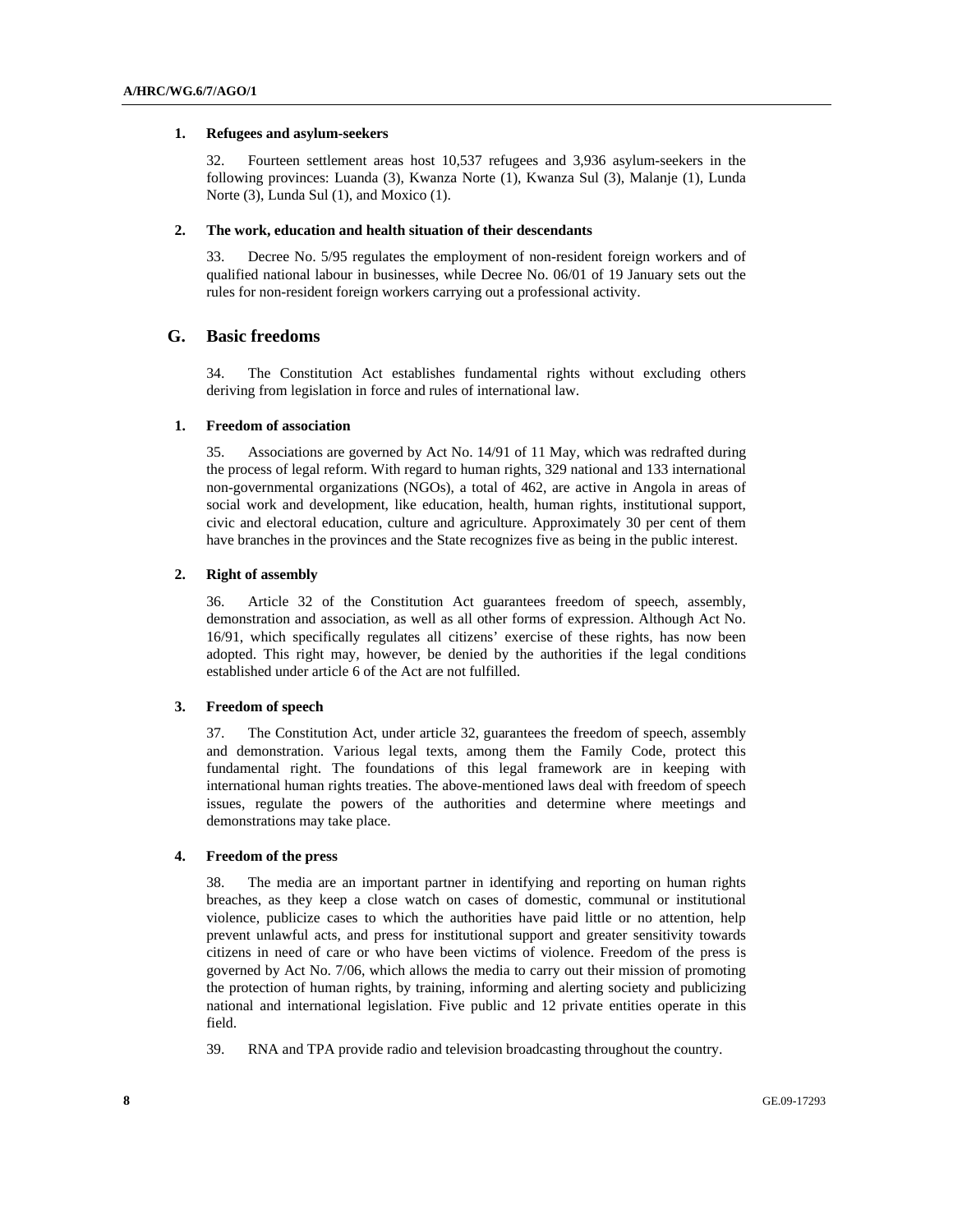### 1. Refugees and asylum-seekers

32. Fourteen settlement areas host 10,537 refugees and 3,936 asylum-seekers in the following provinces: Luanda (3), Kwanza Norte (1), Kwanza Sul (3), Malanje (1), Lunda Norte (3), Lunda Sul (1), and Moxico (1).

### 2. The work, education and health situation of their descendants

33. Decree No. 5/95 regulates the employment of non-resident foreign workers and of qualified national labour in businesses, while Decree No. 06/01 of 19 January sets out the rules for non-resident foreign workers carrying out a professional activity.

## G. Basic freedoms

34. The Constitution Act establishes fundamental rights without excluding others deriving from legislation in force and rules of international law.

### 1. Freedom of association

35. Associations are governed by Act No. 14/91 of 11 May, which was redrafted during the process of legal reform. With regard to human rights, 329 national and 133 international non-governmental organizations (NGOs), a total of 462, are active in Angola in areas of social work and development, like education, health, human rights, institutional support, civic and electoral education, culture and agriculture. Approximately 30 per cent of them have branches in the provinces and the State recognizes five as being in the public interest.

### 2. Right of assembly

36. Article 32 of the Constitution Act guarantees freedom of speech, assembly, demonstration and association, as well as all other forms of expression. Although Act No. 16/91, which specifically regulates all citizens' exercise of these rights, has now been adopted. This right may, however, be denied by the authorities if the legal conditions established under article 6 of the Act are not fulfilled.

### 3. Freedom of speech

37. The Constitution Act, under article 32, guarantees the freedom of speech, assembly and demonstration. Various legal texts, among them the Family Code, protect this fundamental right. The foundations of this legal framework are in keeping with international human rights treaties. The above-mentioned laws deal with freedom of speech issues, regulate the powers of the authorities and determine where meetings and demonstrations may take place.

### 4. Freedom of the press

38. The media are an important partner in identifying and reporting on human rights breaches, as they keep a close watch on cases of domestic, communal or institutional violence, publicize cases to which the authorities have paid little or no attention, help prevent unlawful acts, and press for institutional support and greater sensitivity towards citizens in need of care or who have been victims of violence. Freedom of the press is governed by Act No. 7/06, which allows the media to carry out their mission of promoting the protection of human rights, by training, informing and alerting society and publicizing national and international legislation. Five public and 12 private entities operate in this field.

39. RNA and TPA provide radio and television broadcasting throughout the country.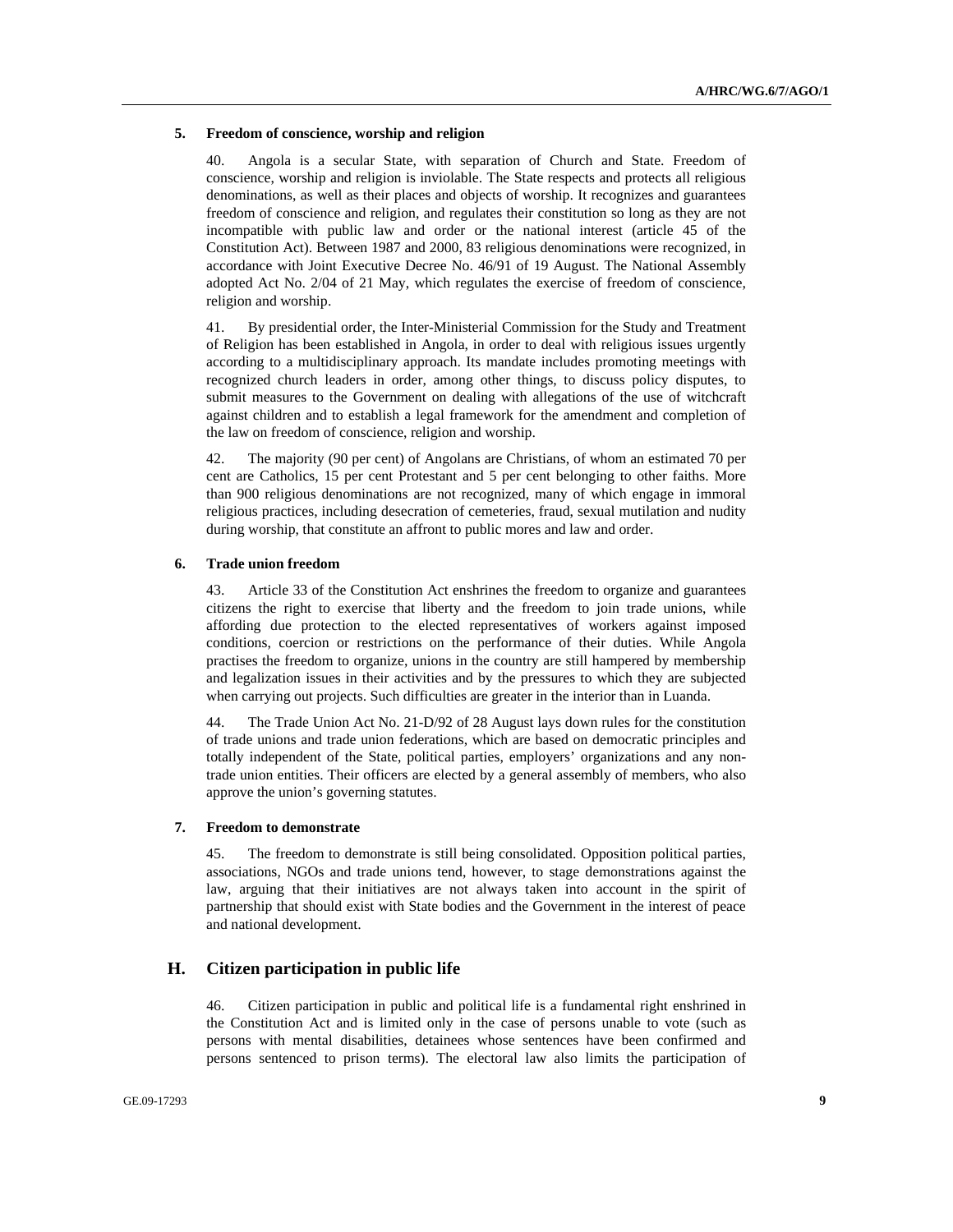### 5. Freedom of conscience, worship and religion

40. Angola is a secular State, with separation of Church and State. Freedom of conscience, worship and religion is inviolable. The State respects and protects all religious denominations, as well as their places and objects of worship. It recognizes and guarantees freedom of conscience and religion, and regulates their constitution so long as they are not incompatible with public law and order or the national interest (article 45 of the Constitution Act). Between 1987 and 2000, 83 religious denominations were recognized, in accordance with Joint Executive Decree No. 46/91 of 19 August. The National Assembly adopted Act No. 2/04 of 21 May, which regulates the exercise of freedom of conscience, religion and worship.

41. By presidential order, the Inter-Ministerial Commission for the Study and Treatment of Religion has been established in Angola, in order to deal with religious issues urgently according to a multidisciplinary approach. Its mandate includes promoting meetings with recognized church leaders in order, among other things, to discuss policy disputes, to submit measures to the Government on dealing with allegations of the use of witchcraft against children and to establish a legal framework for the amendment and completion of the law on freedom of conscience, religion and worship.

42. The majority (90 per cent) of Angolans are Christians, of whom an estimated 70 per cent are Catholics, 15 per cent Protestant and 5 per cent belonging to other faiths. More than 900 religious denominations are not recognized, many of which engage in immoral religious practices, including desecration of cemeteries, fraud, sexual mutilation and nudity during worship, that constitute an affront to public mores and law and order.

### 6. Trade union freedom

43. Article 33 of the Constitution Act enshrines the freedom to organize and guarantees citizens the right to exercise that liberty and the freedom to join trade unions, while affording due protection to the elected representatives of workers against imposed conditions, coercion or restrictions on the performance of their duties. While Angola practises the freedom to organize, unions in the country are still hampered by membership and legalization issues in their activities and by the pressures to which they are subjected when carrying out projects. Such difficulties are greater in the interior than in Luanda.

44. The Trade Union Act No. 21-D/92 of 28 August lays down rules for the constitution of trade unions and trade union federations, which are based on democratic principles and totally independent of the State, political parties, employers' organizations and any non-trade union entities. Their officers are elected by a general assembly of members, who also approve the union's governing statutes.

### 7. Freedom to demonstrate

45. The freedom to demonstrate is still being consolidated. Opposition political parties, associations, NGOs and trade unions tend, however, to stage demonstrations against the law, arguing that their initiatives are not always taken into account in the spirit of partnership that should exist with State bodies and the Government in the interest of peace and national development.

## H. Citizen participation in public life

46. Citizen participation in public and political life is a fundamental right enshrined in the Constitution Act and is limited only in the case of persons unable to vote (such as persons with mental disabilities, detainees whose sentences have been confirmed and persons sentenced to prison terms). The electoral law also limits the participation of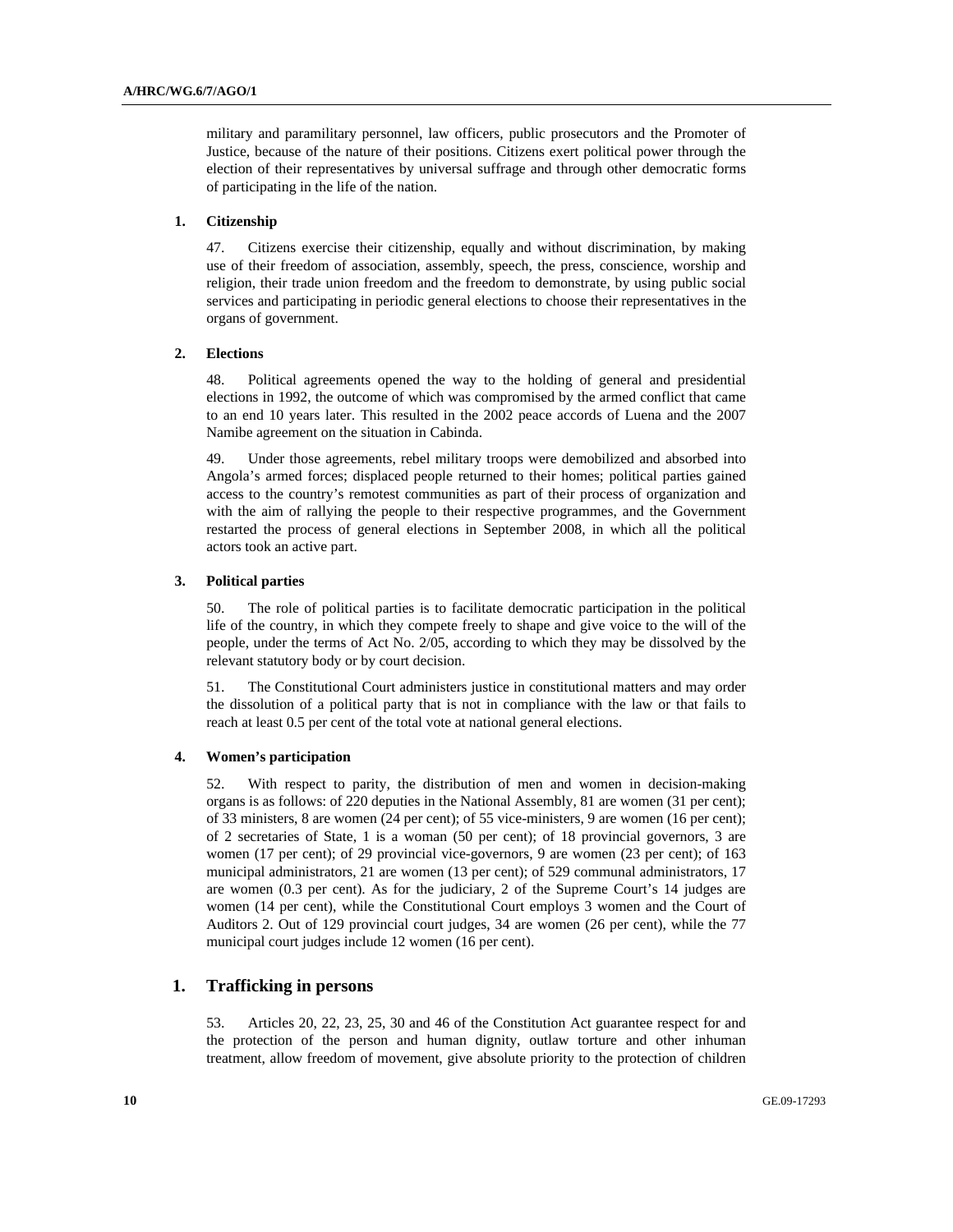military and paramilitary personnel, law officers, public prosecutors and the Promoter of Justice, because of the nature of their positions. Citizens exert political power through the election of their representatives by universal suffrage and through other democratic forms of participating in the life of the nation.

### 1. Citizenship

47. Citizens exercise their citizenship, equally and without discrimination, by making use of their freedom of association, assembly, speech, the press, conscience, worship and religion, their trade union freedom and the freedom to demonstrate, by using public social services and participating in periodic general elections to choose their representatives in the organs of government.

### 2. Elections

48. Political agreements opened the way to the holding of general and presidential elections in 1992, the outcome of which was compromised by the armed conflict that came to an end 10 years later. This resulted in the 2002 peace accords of Luena and the 2007 Namibe agreement on the situation in Cabinda.

49. Under those agreements, rebel military troops were demobilized and absorbed into Angola's armed forces; displaced people returned to their homes; political parties gained access to the country's remotest communities as part of their process of organization and with the aim of rallying the people to their respective programmes, and the Government restarted the process of general elections in September 2008, in which all the political actors took an active part.

### 3. Political parties

50. The role of political parties is to facilitate democratic participation in the political life of the country, in which they compete freely to shape and give voice to the will of the people, under the terms of Act No. 2/05, according to which they may be dissolved by the relevant statutory body or by court decision.

51. The Constitutional Court administers justice in constitutional matters and may order the dissolution of a political party that is not in compliance with the law or that fails to reach at least 0.5 per cent of the total vote at national general elections.

### 4. Women's participation

52. With respect to parity, the distribution of men and women in decision-making organs is as follows: of 220 deputies in the National Assembly, 81 are women (31 per cent); of 33 ministers, 8 are women (24 per cent); of 55 vice-ministers, 9 are women (16 per cent); of 2 secretaries of State, 1 is a woman (50 per cent); of 18 provincial governors, 3 are women (17 per cent); of 29 provincial vice-governors, 9 are women (23 per cent); of 163 municipal administrators, 21 are women (13 per cent); of 529 communal administrators, 17 are women (0.3 per cent). As for the judiciary, 2 of the Supreme Court's 14 judges are women (14 per cent), while the Constitutional Court employs 3 women and the Court of Auditors 2. Out of 129 provincial court judges, 34 are women (26 per cent), while the 77 municipal court judges include 12 women (16 per cent).

## 1. Trafficking in persons

53. Articles 20, 22, 23, 25, 30 and 46 of the Constitution Act guarantee respect for and the protection of the person and human dignity, outlaw torture and other inhuman treatment, allow freedom of movement, give absolute priority to the protection of children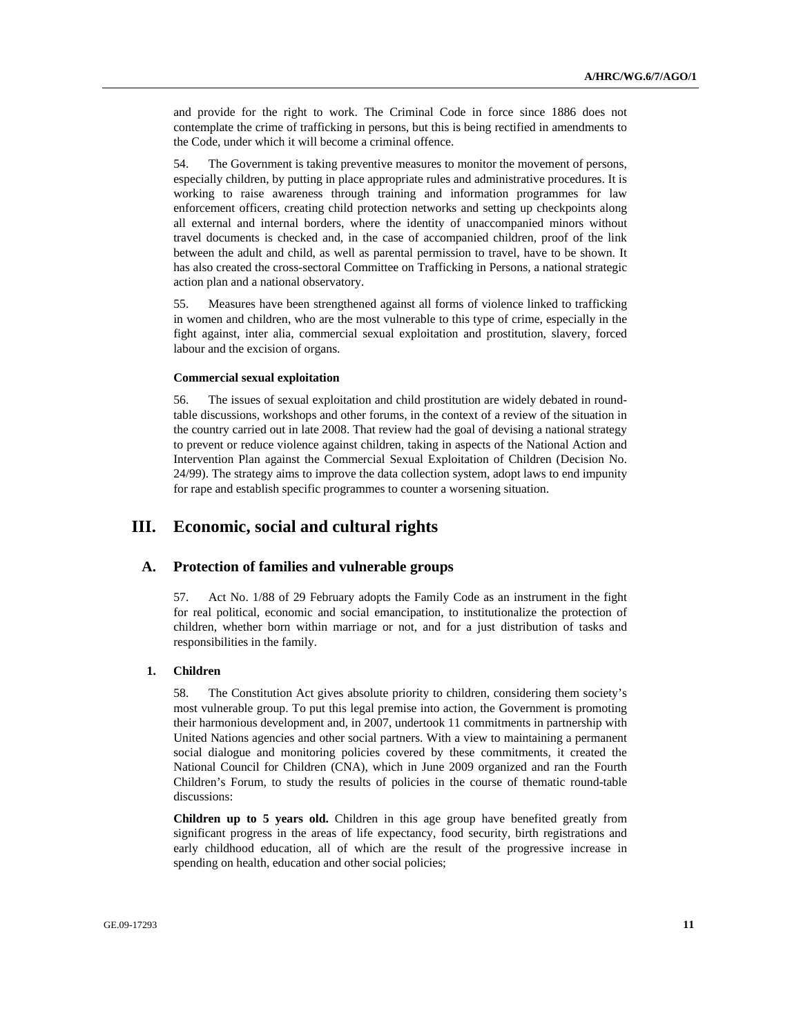and provide for the right to work. The Criminal Code in force since 1886 does not contemplate the crime of trafficking in persons, but this is being rectified in amendments to the Code, under which it will become a criminal offence.

54. The Government is taking preventive measures to monitor the movement of persons, especially children, by putting in place appropriate rules and administrative procedures. It is working to raise awareness through training and information programmes for law enforcement officers, creating child protection networks and setting up checkpoints along all external and internal borders, where the identity of unaccompanied minors without travel documents is checked and, in the case of accompanied children, proof of the link between the adult and child, as well as parental permission to travel, have to be shown. It has also created the cross-sectoral Committee on Trafficking in Persons, a national strategic action plan and a national observatory.

55. Measures have been strengthened against all forms of violence linked to trafficking in women and children, who are the most vulnerable to this type of crime, especially in the fight against, inter alia, commercial sexual exploitation and prostitution, slavery, forced labour and the excision of organs.

#### Commercial sexual exploitation

56. The issues of sexual exploitation and child prostitution are widely debated in round-table discussions, workshops and other forums, in the context of a review of the situation in the country carried out in late 2008. That review had the goal of devising a national strategy to prevent or reduce violence against children, taking in aspects of the National Action and Intervention Plan against the Commercial Sexual Exploitation of Children (Decision No. 24/99). The strategy aims to improve the data collection system, adopt laws to end impunity for rape and establish specific programmes to counter a worsening situation.

# III. Economic, social and cultural rights

## A. Protection of families and vulnerable groups

57. Act No. 1/88 of 29 February adopts the Family Code as an instrument in the fight for real political, economic and social emancipation, to institutionalize the protection of children, whether born within marriage or not, and for a just distribution of tasks and responsibilities in the family.

### 1. Children

58. The Constitution Act gives absolute priority to children, considering them society's most vulnerable group. To put this legal premise into action, the Government is promoting their harmonious development and, in 2007, undertook 11 commitments in partnership with United Nations agencies and other social partners. With a view to maintaining a permanent social dialogue and monitoring policies covered by these commitments, it created the National Council for Children (CNA), which in June 2009 organized and ran the Fourth Children's Forum, to study the results of policies in the course of thematic round-table discussions:

**Children up to 5 years old.** Children in this age group have benefited greatly from significant progress in the areas of life expectancy, food security, birth registrations and early childhood education, all of which are the result of the progressive increase in spending on health, education and other social policies;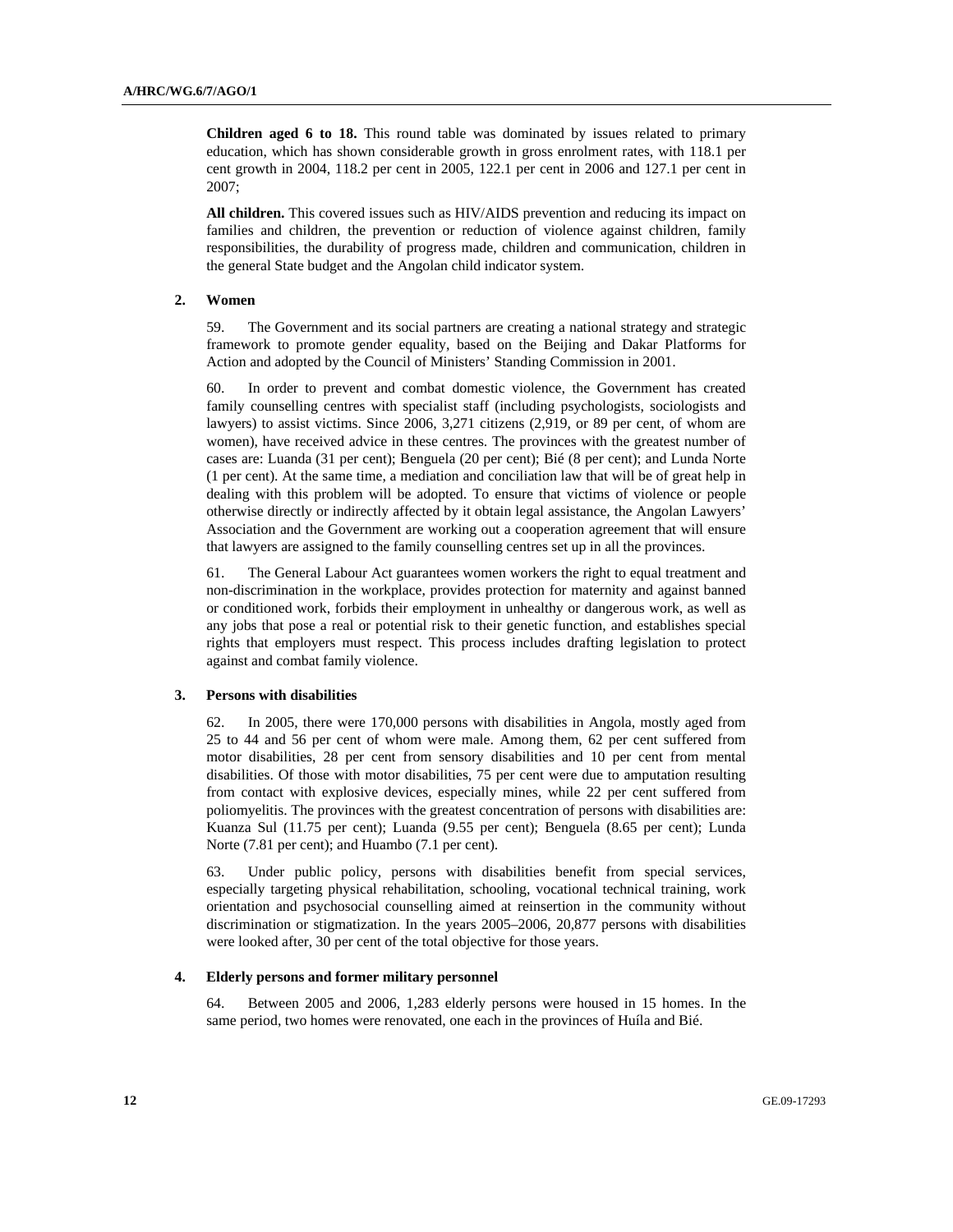**Children aged 6 to 18.** This round table was dominated by issues related to primary education, which has shown considerable growth in gross enrolment rates, with 118.1 per cent growth in 2004, 118.2 per cent in 2005, 122.1 per cent in 2006 and 127.1 per cent in 2007;

**All children.** This covered issues such as HIV/AIDS prevention and reducing its impact on families and children, the prevention or reduction of violence against children, family responsibilities, the durability of progress made, children and communication, children in the general State budget and the Angolan child indicator system.

### 2. Women

59. The Government and its social partners are creating a national strategy and strategic framework to promote gender equality, based on the Beijing and Dakar Platforms for Action and adopted by the Council of Ministers' Standing Commission in 2001.

60. In order to prevent and combat domestic violence, the Government has created family counselling centres with specialist staff (including psychologists, sociologists and lawyers) to assist victims. Since 2006, 3,271 citizens (2,919, or 89 per cent, of whom are women), have received advice in these centres. The provinces with the greatest number of cases are: Luanda (31 per cent); Benguela (20 per cent); Bié (8 per cent); and Lunda Norte (1 per cent). At the same time, a mediation and conciliation law that will be of great help in dealing with this problem will be adopted. To ensure that victims of violence or people otherwise directly or indirectly affected by it obtain legal assistance, the Angolan Lawyers' Association and the Government are working out a cooperation agreement that will ensure that lawyers are assigned to the family counselling centres set up in all the provinces.

61. The General Labour Act guarantees women workers the right to equal treatment and non-discrimination in the workplace, provides protection for maternity and against banned or conditioned work, forbids their employment in unhealthy or dangerous work, as well as any jobs that pose a real or potential risk to their genetic function, and establishes special rights that employers must respect. This process includes drafting legislation to protect against and combat family violence.

### 3. Persons with disabilities

62. In 2005, there were 170,000 persons with disabilities in Angola, mostly aged from 25 to 44 and 56 per cent of whom were male. Among them, 62 per cent suffered from motor disabilities, 28 per cent from sensory disabilities and 10 per cent from mental disabilities. Of those with motor disabilities, 75 per cent were due to amputation resulting from contact with explosive devices, especially mines, while 22 per cent suffered from poliomyelitis. The provinces with the greatest concentration of persons with disabilities are: Kuanza Sul (11.75 per cent); Luanda (9.55 per cent); Benguela (8.65 per cent); Lunda Norte (7.81 per cent); and Huambo (7.1 per cent).

63. Under public policy, persons with disabilities benefit from special services, especially targeting physical rehabilitation, schooling, vocational technical training, work orientation and psychosocial counselling aimed at reinsertion in the community without discrimination or stigmatization. In the years 2005–2006, 20,877 persons with disabilities were looked after, 30 per cent of the total objective for those years.

### 4. Elderly persons and former military personnel

64. Between 2005 and 2006, 1,283 elderly persons were housed in 15 homes. In the same period, two homes were renovated, one each in the provinces of Huíla and Bié.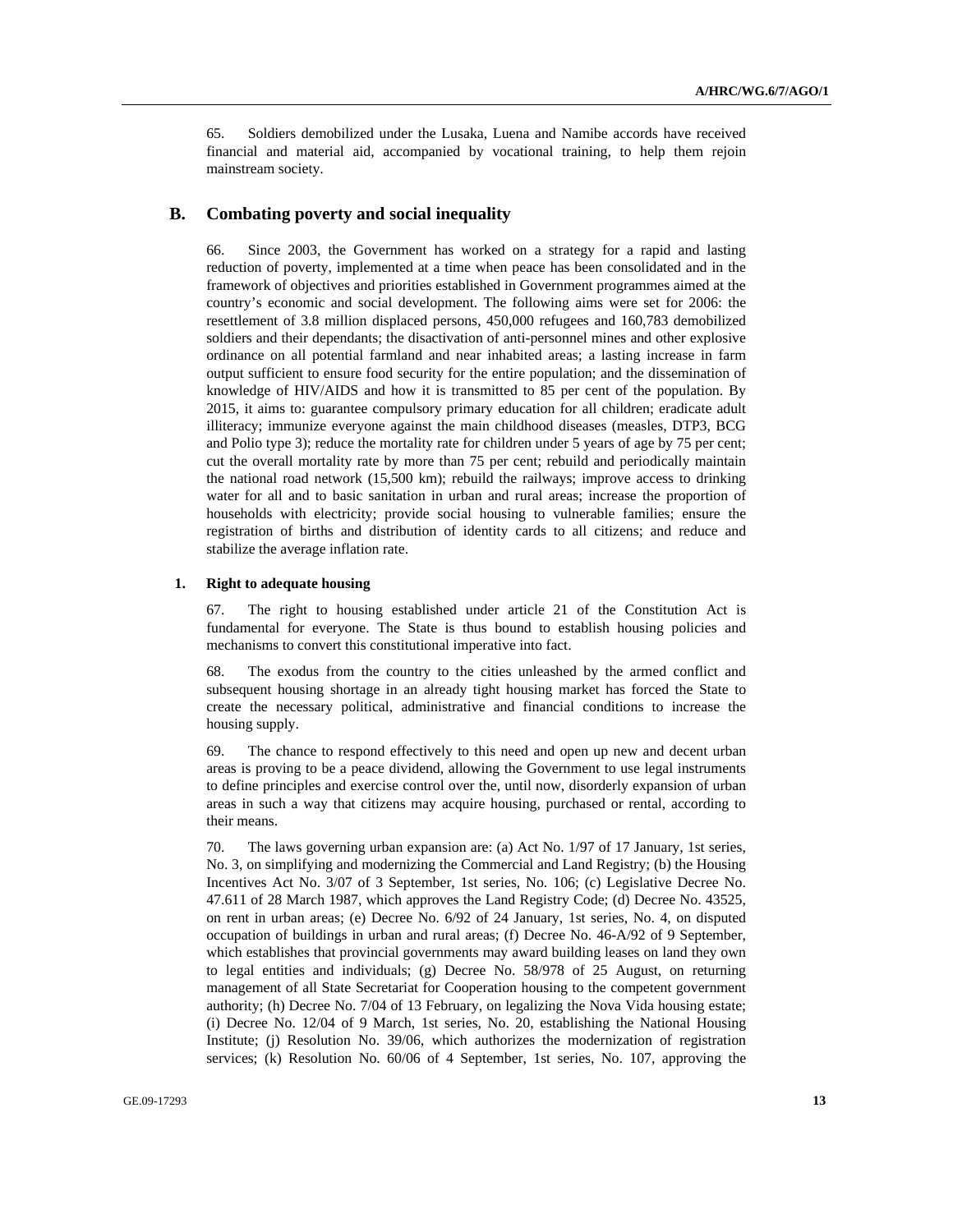65. Soldiers demobilized under the Lusaka, Luena and Namibe accords have received financial and material aid, accompanied by vocational training, to help them rejoin mainstream society.

## B. Combating poverty and social inequality

66. Since 2003, the Government has worked on a strategy for a rapid and lasting reduction of poverty, implemented at a time when peace has been consolidated and in the framework of objectives and priorities established in Government programmes aimed at the country's economic and social development. The following aims were set for 2006: the resettlement of 3.8 million displaced persons, 450,000 refugees and 160,783 demobilized soldiers and their dependants; the disactivation of anti-personnel mines and other explosive ordinance on all potential farmland and near inhabited areas; a lasting increase in farm output sufficient to ensure food security for the entire population; and the dissemination of knowledge of HIV/AIDS and how it is transmitted to 85 per cent of the population. By 2015, it aims to: guarantee compulsory primary education for all children; eradicate adult illiteracy; immunize everyone against the main childhood diseases (measles, DTP3, BCG and Polio type 3); reduce the mortality rate for children under 5 years of age by 75 per cent; cut the overall mortality rate by more than 75 per cent; rebuild and periodically maintain the national road network (15,500 km); rebuild the railways; improve access to drinking water for all and to basic sanitation in urban and rural areas; increase the proportion of households with electricity; provide social housing to vulnerable families; ensure the registration of births and distribution of identity cards to all citizens; and reduce and stabilize the average inflation rate.

### 1. Right to adequate housing

67. The right to housing established under article 21 of the Constitution Act is fundamental for everyone. The State is thus bound to establish housing policies and mechanisms to convert this constitutional imperative into fact.

68. The exodus from the country to the cities unleashed by the armed conflict and subsequent housing shortage in an already tight housing market has forced the State to create the necessary political, administrative and financial conditions to increase the housing supply.

69. The chance to respond effectively to this need and open up new and decent urban areas is proving to be a peace dividend, allowing the Government to use legal instruments to define principles and exercise control over the, until now, disorderly expansion of urban areas in such a way that citizens may acquire housing, purchased or rental, according to their means.

70. The laws governing urban expansion are: (a) Act No. 1/97 of 17 January, 1st series, No. 3, on simplifying and modernizing the Commercial and Land Registry; (b) the Housing Incentives Act No. 3/07 of 3 September, 1st series, No. 106; (c) Legislative Decree No. 47.611 of 28 March 1987, which approves the Land Registry Code; (d) Decree No. 43525, on rent in urban areas; (e) Decree No. 6/92 of 24 January, 1st series, No. 4, on disputed occupation of buildings in urban and rural areas; (f) Decree No. 46-A/92 of 9 September, which establishes that provincial governments may award building leases on land they own to legal entities and individuals; (g) Decree No. 58/978 of 25 August, on returning management of all State Secretariat for Cooperation housing to the competent government authority; (h) Decree No. 7/04 of 13 February, on legalizing the Nova Vida housing estate; (i) Decree No. 12/04 of 9 March, 1st series, No. 20, establishing the National Housing Institute; (j) Resolution No. 39/06, which authorizes the modernization of registration services; (k) Resolution No. 60/06 of 4 September, 1st series, No. 107, approving the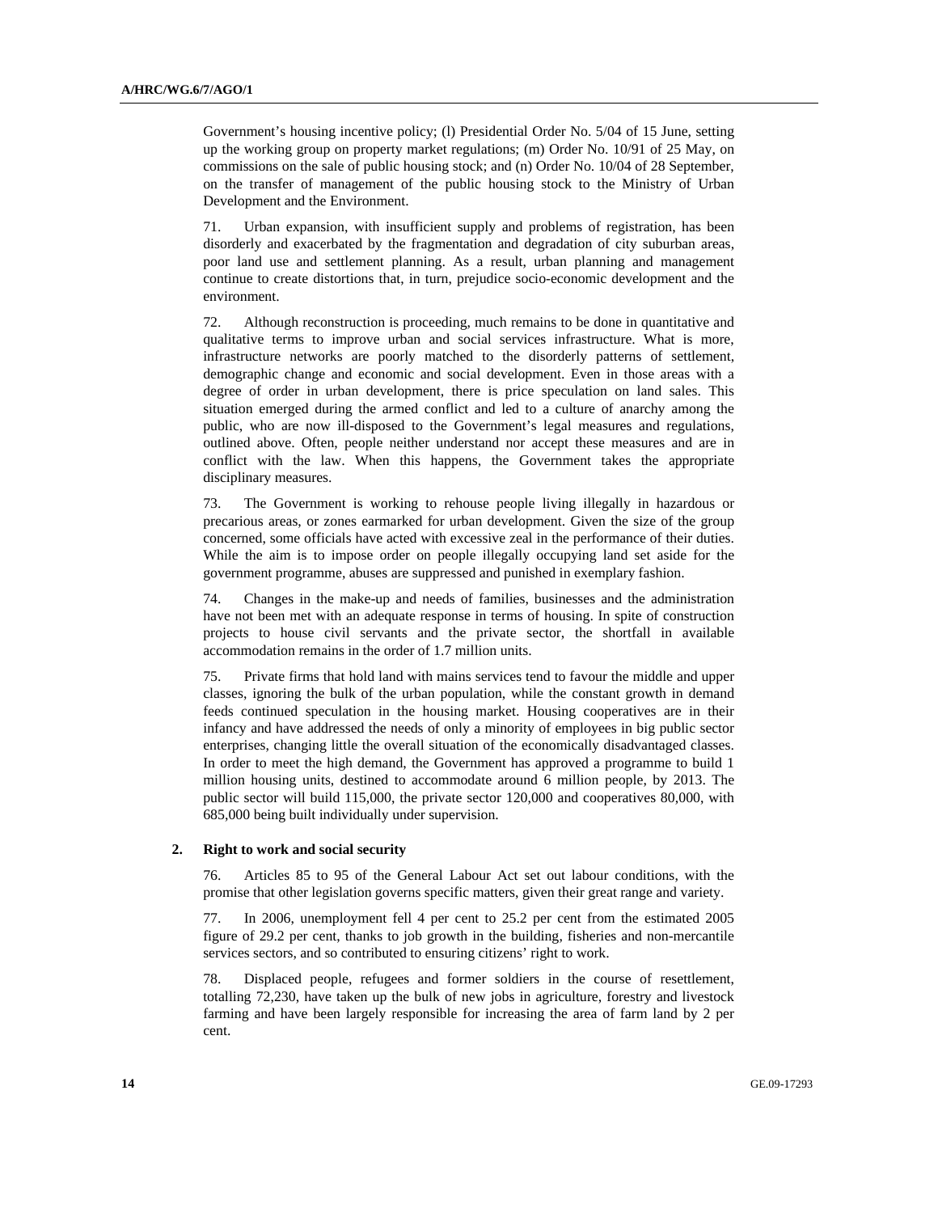Government's housing incentive policy; (l) Presidential Order No. 5/04 of 15 June, setting up the working group on property market regulations; (m) Order No. 10/91 of 25 May, on commissions on the sale of public housing stock; and (n) Order No. 10/04 of 28 September, on the transfer of management of the public housing stock to the Ministry of Urban Development and the Environment.

71. Urban expansion, with insufficient supply and problems of registration, has been disorderly and exacerbated by the fragmentation and degradation of city suburban areas, poor land use and settlement planning. As a result, urban planning and management continue to create distortions that, in turn, prejudice socio-economic development and the environment.

72. Although reconstruction is proceeding, much remains to be done in quantitative and qualitative terms to improve urban and social services infrastructure. What is more, infrastructure networks are poorly matched to the disorderly patterns of settlement, demographic change and economic and social development. Even in those areas with a degree of order in urban development, there is price speculation on land sales. This situation emerged during the armed conflict and led to a culture of anarchy among the public, who are now ill-disposed to the Government's legal measures and regulations, outlined above. Often, people neither understand nor accept these measures and are in conflict with the law. When this happens, the Government takes the appropriate disciplinary measures.

73. The Government is working to rehouse people living illegally in hazardous or precarious areas, or zones earmarked for urban development. Given the size of the group concerned, some officials have acted with excessive zeal in the performance of their duties. While the aim is to impose order on people illegally occupying land set aside for the government programme, abuses are suppressed and punished in exemplary fashion.

74. Changes in the make-up and needs of families, businesses and the administration have not been met with an adequate response in terms of housing. In spite of construction projects to house civil servants and the private sector, the shortfall in available accommodation remains in the order of 1.7 million units.

75. Private firms that hold land with mains services tend to favour the middle and upper classes, ignoring the bulk of the urban population, while the constant growth in demand feeds continued speculation in the housing market. Housing cooperatives are in their infancy and have addressed the needs of only a minority of employees in big public sector enterprises, changing little the overall situation of the economically disadvantaged classes. In order to meet the high demand, the Government has approved a programme to build 1 million housing units, destined to accommodate around 6 million people, by 2013. The public sector will build 115,000, the private sector 120,000 and cooperatives 80,000, with 685,000 being built individually under supervision.

### 2. Right to work and social security

76. Articles 85 to 95 of the General Labour Act set out labour conditions, with the promise that other legislation governs specific matters, given their great range and variety.

77. In 2006, unemployment fell 4 per cent to 25.2 per cent from the estimated 2005 figure of 29.2 per cent, thanks to job growth in the building, fisheries and non-mercantile services sectors, and so contributed to ensuring citizens' right to work.

78. Displaced people, refugees and former soldiers in the course of resettlement, totalling 72,230, have taken up the bulk of new jobs in agriculture, forestry and livestock farming and have been largely responsible for increasing the area of farm land by 2 per cent.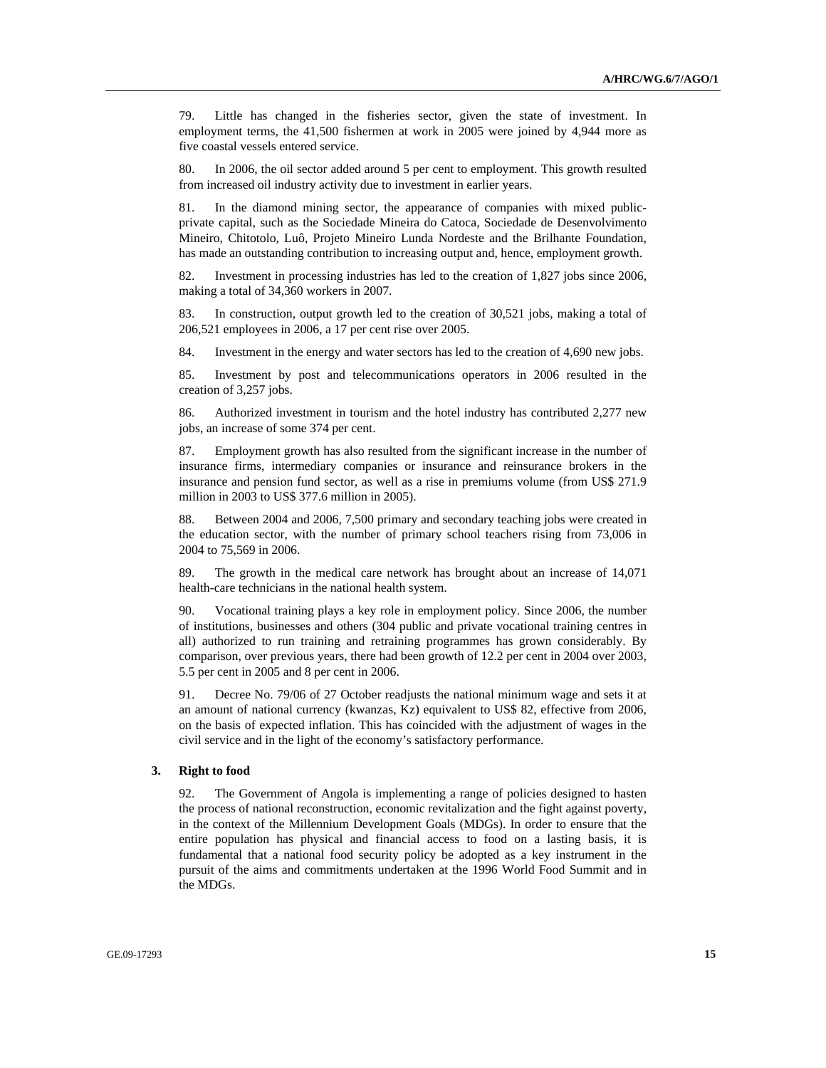79. Little has changed in the fisheries sector, given the state of investment. In employment terms, the 41,500 fishermen at work in 2005 were joined by 4,944 more as five coastal vessels entered service.

80. In 2006, the oil sector added around 5 per cent to employment. This growth resulted from increased oil industry activity due to investment in earlier years.

81. In the diamond mining sector, the appearance of companies with mixed public-private capital, such as the Sociedade Mineira do Catoca, Sociedade de Desenvolvimento Mineiro, Chitotolo, Luô, Projeto Mineiro Lunda Nordeste and the Brilhante Foundation, has made an outstanding contribution to increasing output and, hence, employment growth.

82. Investment in processing industries has led to the creation of 1,827 jobs since 2006, making a total of 34,360 workers in 2007.

83. In construction, output growth led to the creation of 30,521 jobs, making a total of 206,521 employees in 2006, a 17 per cent rise over 2005.

84. Investment in the energy and water sectors has led to the creation of 4,690 new jobs.

85. Investment by post and telecommunications operators in 2006 resulted in the creation of 3,257 jobs.

86. Authorized investment in tourism and the hotel industry has contributed 2,277 new jobs, an increase of some 374 per cent.

87. Employment growth has also resulted from the significant increase in the number of insurance firms, intermediary companies or insurance and reinsurance brokers in the insurance and pension fund sector, as well as a rise in premiums volume (from US$ 271.9 million in 2003 to US$ 377.6 million in 2005).

88. Between 2004 and 2006, 7,500 primary and secondary teaching jobs were created in the education sector, with the number of primary school teachers rising from 73,006 in 2004 to 75,569 in 2006.

89. The growth in the medical care network has brought about an increase of 14,071 health-care technicians in the national health system.

90. Vocational training plays a key role in employment policy. Since 2006, the number of institutions, businesses and others (304 public and private vocational training centres in all) authorized to run training and retraining programmes has grown considerably. By comparison, over previous years, there had been growth of 12.2 per cent in 2004 over 2003, 5.5 per cent in 2005 and 8 per cent in 2006.

91. Decree No. 79/06 of 27 October readjusts the national minimum wage and sets it at an amount of national currency (kwanzas, Kz) equivalent to US$ 82, effective from 2006, on the basis of expected inflation. This has coincided with the adjustment of wages in the civil service and in the light of the economy's satisfactory performance.

### 3. Right to food

92. The Government of Angola is implementing a range of policies designed to hasten the process of national reconstruction, economic revitalization and the fight against poverty, in the context of the Millennium Development Goals (MDGs). In order to ensure that the entire population has physical and financial access to food on a lasting basis, it is fundamental that a national food security policy be adopted as a key instrument in the pursuit of the aims and commitments undertaken at the 1996 World Food Summit and in the MDGs.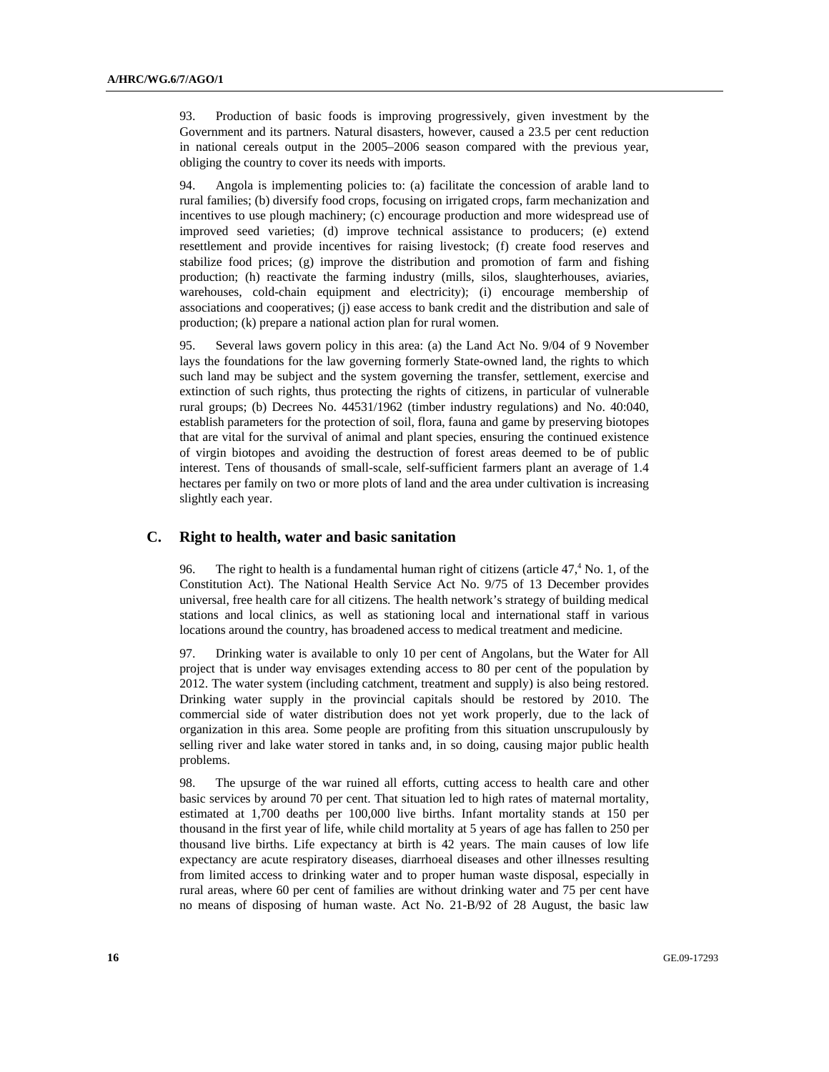93. Production of basic foods is improving progressively, given investment by the Government and its partners. Natural disasters, however, caused a 23.5 per cent reduction in national cereals output in the 2005–2006 season compared with the previous year, obliging the country to cover its needs with imports.

94. Angola is implementing policies to: (a) facilitate the concession of arable land to rural families; (b) diversify food crops, focusing on irrigated crops, farm mechanization and incentives to use plough machinery; (c) encourage production and more widespread use of improved seed varieties; (d) improve technical assistance to producers; (e) extend resettlement and provide incentives for raising livestock; (f) create food reserves and stabilize food prices; (g) improve the distribution and promotion of farm and fishing production; (h) reactivate the farming industry (mills, silos, slaughterhouses, aviaries, warehouses, cold-chain equipment and electricity); (i) encourage membership of associations and cooperatives; (j) ease access to bank credit and the distribution and sale of production; (k) prepare a national action plan for rural women.

95. Several laws govern policy in this area: (a) the Land Act No. 9/04 of 9 November lays the foundations for the law governing formerly State-owned land, the rights to which such land may be subject and the system governing the transfer, settlement, exercise and extinction of such rights, thus protecting the rights of citizens, in particular of vulnerable rural groups; (b) Decrees No. 44531/1962 (timber industry regulations) and No. 40:040, establish parameters for the protection of soil, flora, fauna and game by preserving biotopes that are vital for the survival of animal and plant species, ensuring the continued existence of virgin biotopes and avoiding the destruction of forest areas deemed to be of public interest. Tens of thousands of small-scale, self-sufficient farmers plant an average of 1.4 hectares per family on two or more plots of land and the area under cultivation is increasing slightly each year.

## C. Right to health, water and basic sanitation

96. The right to health is a fundamental human right of citizens (article 47,[4] No. 1, of the Constitution Act). The National Health Service Act No. 9/75 of 13 December provides universal, free health care for all citizens. The health network's strategy of building medical stations and local clinics, as well as stationing local and international staff in various locations around the country, has broadened access to medical treatment and medicine.

97. Drinking water is available to only 10 per cent of Angolans, but the Water for All project that is under way envisages extending access to 80 per cent of the population by 2012. The water system (including catchment, treatment and supply) is also being restored. Drinking water supply in the provincial capitals should be restored by 2010. The commercial side of water distribution does not yet work properly, due to the lack of organization in this area. Some people are profiting from this situation unscrupulously by selling river and lake water stored in tanks and, in so doing, causing major public health problems.

98. The upsurge of the war ruined all efforts, cutting access to health care and other basic services by around 70 per cent. That situation led to high rates of maternal mortality, estimated at 1,700 deaths per 100,000 live births. Infant mortality stands at 150 per thousand in the first year of life, while child mortality at 5 years of age has fallen to 250 per thousand live births. Life expectancy at birth is 42 years. The main causes of low life expectancy are acute respiratory diseases, diarrhoeal diseases and other illnesses resulting from limited access to drinking water and to proper human waste disposal, especially in rural areas, where 60 per cent of families are without drinking water and 75 per cent have no means of disposing of human waste. Act No. 21-B/92 of 28 August, the basic law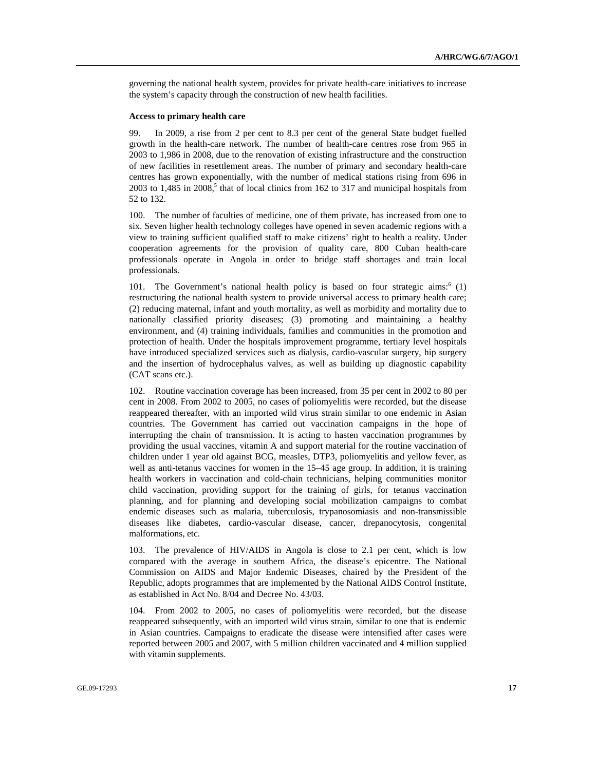governing the national health system, provides for private health-care initiatives to increase the system's capacity through the construction of new health facilities.

**Access to primary health care**

99. In 2009, a rise from 2 per cent to 8.3 per cent of the general State budget fuelled growth in the health-care network. The number of health-care centres rose from 965 in 2003 to 1,986 in 2008, due to the renovation of existing infrastructure and the construction of new facilities in resettlement areas. The number of primary and secondary health-care centres has grown exponentially, with the number of medical stations rising from 696 in 2003 to 1,485 in 2008,[5] that of local clinics from 162 to 317 and municipal hospitals from 52 to 132.

100. The number of faculties of medicine, one of them private, has increased from one to six. Seven higher health technology colleges have opened in seven academic regions with a view to training sufficient qualified staff to make citizens' right to health a reality. Under cooperation agreements for the provision of quality care, 800 Cuban health-care professionals operate in Angola in order to bridge staff shortages and train local professionals.

101. The Government's national health policy is based on four strategic aims:[6] (1) restructuring the national health system to provide universal access to primary health care; (2) reducing maternal, infant and youth mortality, as well as morbidity and mortality due to nationally classified priority diseases; (3) promoting and maintaining a healthy environment, and (4) training individuals, families and communities in the promotion and protection of health. Under the hospitals improvement programme, tertiary level hospitals have introduced specialized services such as dialysis, cardio-vascular surgery, hip surgery and the insertion of hydrocephalus valves, as well as building up diagnostic capability (CAT scans etc.).

102. Routine vaccination coverage has been increased, from 35 per cent in 2002 to 80 per cent in 2008. From 2002 to 2005, no cases of poliomyelitis were recorded, but the disease reappeared thereafter, with an imported wild virus strain similar to one endemic in Asian countries. The Government has carried out vaccination campaigns in the hope of interrupting the chain of transmission. It is acting to hasten vaccination programmes by providing the usual vaccines, vitamin A and support material for the routine vaccination of children under 1 year old against BCG, measles, DTP3, poliomyelitis and yellow fever, as well as anti-tetanus vaccines for women in the 15–45 age group. In addition, it is training health workers in vaccination and cold-chain technicians, helping communities monitor child vaccination, providing support for the training of girls, for tetanus vaccination planning, and for planning and developing social mobilization campaigns to combat endemic diseases such as malaria, tuberculosis, trypanosomiasis and non-transmissible diseases like diabetes, cardio-vascular disease, cancer, drepanocytosis, congenital malformations, etc.

103. The prevalence of HIV/AIDS in Angola is close to 2.1 per cent, which is low compared with the average in southern Africa, the disease's epicentre. The National Commission on AIDS and Major Endemic Diseases, chaired by the President of the Republic, adopts programmes that are implemented by the National AIDS Control Institute, as established in Act No. 8/04 and Decree No. 43/03.

104. From 2002 to 2005, no cases of poliomyelitis were recorded, but the disease reappeared subsequently, with an imported wild virus strain, similar to one that is endemic in Asian countries. Campaigns to eradicate the disease were intensified after cases were reported between 2005 and 2007, with 5 million children vaccinated and 4 million supplied with vitamin supplements.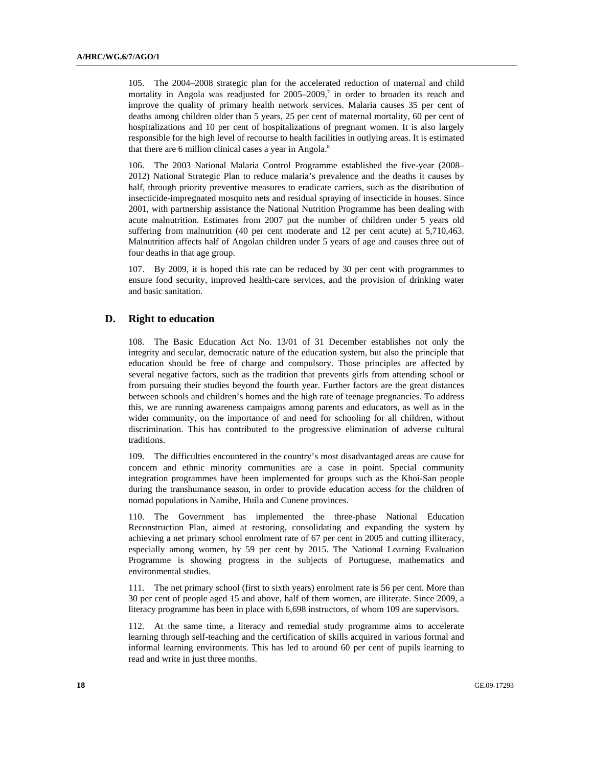105. The 2004–2008 strategic plan for the accelerated reduction of maternal and child mortality in Angola was readjusted for 2005–2009,[7] in order to broaden its reach and improve the quality of primary health network services. Malaria causes 35 per cent of deaths among children older than 5 years, 25 per cent of maternal mortality, 60 per cent of hospitalizations and 10 per cent of hospitalizations of pregnant women. It is also largely responsible for the high level of recourse to health facilities in outlying areas. It is estimated that there are 6 million clinical cases a year in Angola.[8]

106. The 2003 National Malaria Control Programme established the five-year (2008–2012) National Strategic Plan to reduce malaria's prevalence and the deaths it causes by half, through priority preventive measures to eradicate carriers, such as the distribution of insecticide-impregnated mosquito nets and residual spraying of insecticide in houses. Since 2001, with partnership assistance the National Nutrition Programme has been dealing with acute malnutrition. Estimates from 2007 put the number of children under 5 years old suffering from malnutrition (40 per cent moderate and 12 per cent acute) at 5,710,463. Malnutrition affects half of Angolan children under 5 years of age and causes three out of four deaths in that age group.

107. By 2009, it is hoped this rate can be reduced by 30 per cent with programmes to ensure food security, improved health-care services, and the provision of drinking water and basic sanitation.

## D. Right to education

108. The Basic Education Act No. 13/01 of 31 December establishes not only the integrity and secular, democratic nature of the education system, but also the principle that education should be free of charge and compulsory. Those principles are affected by several negative factors, such as the tradition that prevents girls from attending school or from pursuing their studies beyond the fourth year. Further factors are the great distances between schools and children's homes and the high rate of teenage pregnancies. To address this, we are running awareness campaigns among parents and educators, as well as in the wider community, on the importance of and need for schooling for all children, without discrimination. This has contributed to the progressive elimination of adverse cultural traditions.

109. The difficulties encountered in the country's most disadvantaged areas are cause for concern and ethnic minority communities are a case in point. Special community integration programmes have been implemented for groups such as the Khoi-San people during the transhumance season, in order to provide education access for the children of nomad populations in Namibe, Huíla and Cunene provinces.

110. The Government has implemented the three-phase National Education Reconstruction Plan, aimed at restoring, consolidating and expanding the system by achieving a net primary school enrolment rate of 67 per cent in 2005 and cutting illiteracy, especially among women, by 59 per cent by 2015. The National Learning Evaluation Programme is showing progress in the subjects of Portuguese, mathematics and environmental studies.

111. The net primary school (first to sixth years) enrolment rate is 56 per cent. More than 30 per cent of people aged 15 and above, half of them women, are illiterate. Since 2009, a literacy programme has been in place with 6,698 instructors, of whom 109 are supervisors.

112. At the same time, a literacy and remedial study programme aims to accelerate learning through self-teaching and the certification of skills acquired in various formal and informal learning environments. This has led to around 60 per cent of pupils learning to read and write in just three months.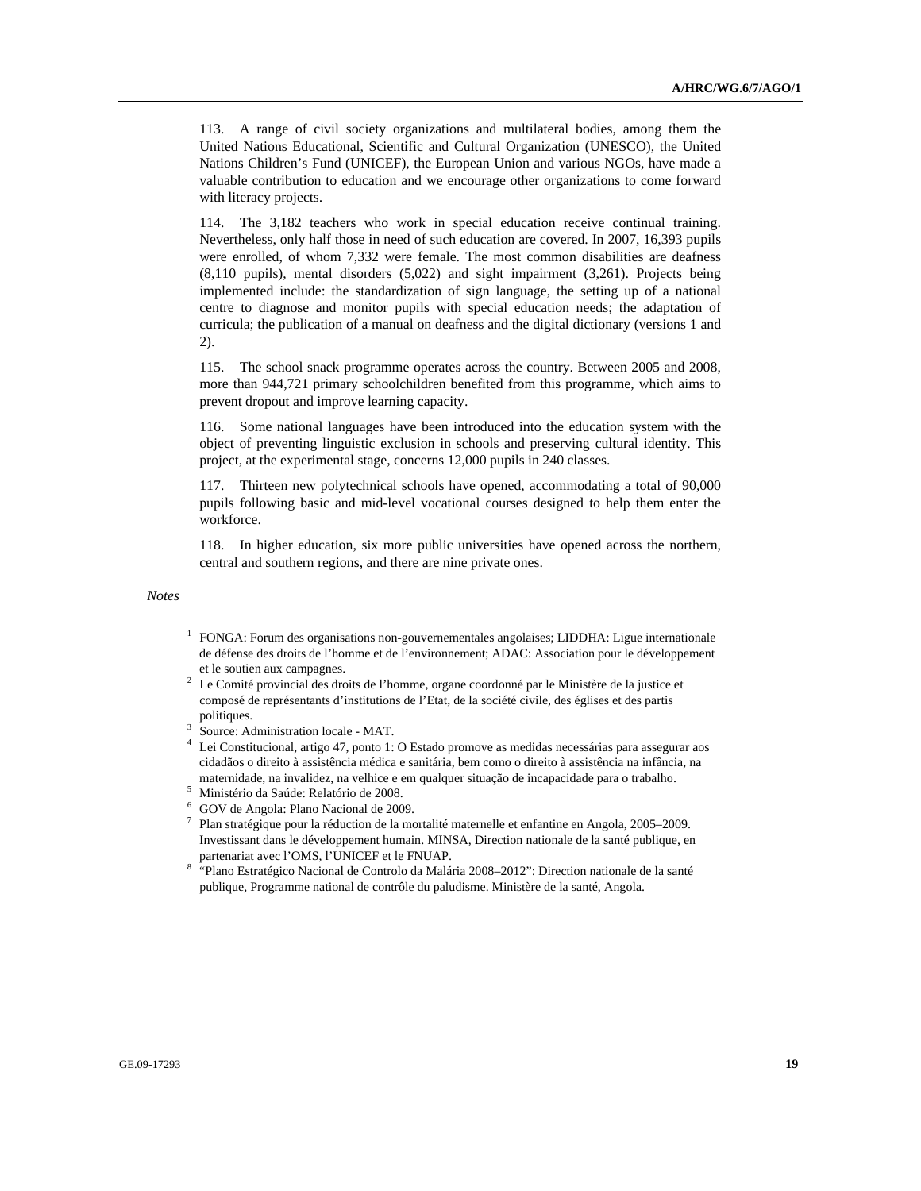113. A range of civil society organizations and multilateral bodies, among them the United Nations Educational, Scientific and Cultural Organization (UNESCO), the United Nations Children's Fund (UNICEF), the European Union and various NGOs, have made a valuable contribution to education and we encourage other organizations to come forward with literacy projects.

114. The 3,182 teachers who work in special education receive continual training. Nevertheless, only half those in need of such education are covered. In 2007, 16,393 pupils were enrolled, of whom 7,332 were female. The most common disabilities are deafness (8,110 pupils), mental disorders (5,022) and sight impairment (3,261). Projects being implemented include: the standardization of sign language, the setting up of a national centre to diagnose and monitor pupils with special education needs; the adaptation of curricula; the publication of a manual on deafness and the digital dictionary (versions 1 and 2).

115. The school snack programme operates across the country. Between 2005 and 2008, more than 944,721 primary schoolchildren benefited from this programme, which aims to prevent dropout and improve learning capacity.

116. Some national languages have been introduced into the education system with the object of preventing linguistic exclusion in schools and preserving cultural identity. This project, at the experimental stage, concerns 12,000 pupils in 240 classes.

117. Thirteen new polytechnical schools have opened, accommodating a total of 90,000 pupils following basic and mid-level vocational courses designed to help them enter the workforce.

118. In higher education, six more public universities have opened across the northern, central and southern regions, and there are nine private ones.

*Notes*

[1] FONGA: Forum des organisations non-gouvernementales angolaises; LIDDHA: Ligue internationale de défense des droits de l'homme et de l'environnement; ADAC: Association pour le développement et le soutien aux campagnes.

[2] Le Comité provincial des droits de l'homme, organe coordonné par le Ministère de la justice et composé de représentants d'institutions de l'Etat, de la société civile, des églises et des partis politiques.

[3] Source: Administration locale - MAT.

[4] Lei Constitucional, artigo 47, ponto 1: O Estado promove as medidas necessárias para assegurar aos cidadãos o direito à assistência médica e sanitária, bem como o direito à assistência na infância, na maternidade, na invalidez, na velhice e em qualquer situação de incapacidade para o trabalho.

[5] Ministério da Saúde: Relatório de 2008.

[6] GOV de Angola: Plano Nacional de 2009.

[7] Plan stratégique pour la réduction de la mortalité maternelle et enfantine en Angola, 2005–2009. Investissant dans le développement humain. MINSA, Direction nationale de la santé publique, en partenariat avec l'OMS, l'UNICEF et le FNUAP.

[8] "Plano Estratégico Nacional de Controlo da Malária 2008–2012": Direction nationale de la santé publique, Programme national de contrôle du paludisme. Ministère de la santé, Angola.